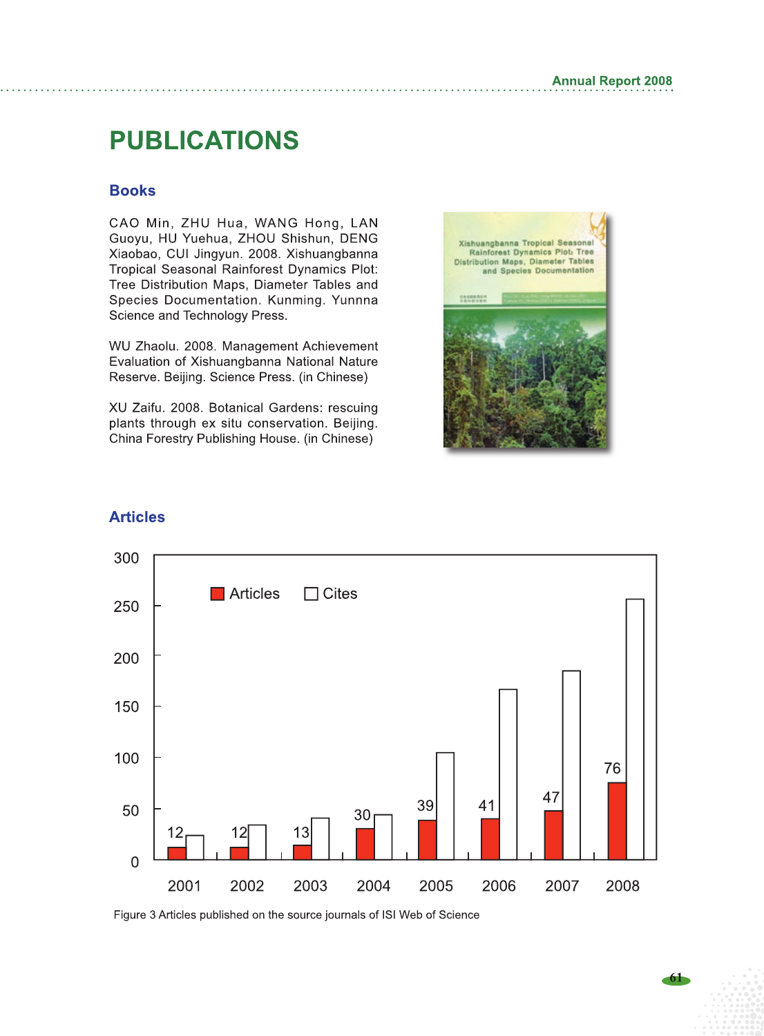# PUBLICATIONS

## Books

CAO Min, ZHU Hua, WANG Hong, LAN Guoyu, HU Yuehua, ZHOU Shishun, DENG Xiaobao, CUI Jingyun. 2008. Xishuangbanna Tropical Seasonal Rainforest Dynamics Plot: Tree Distribution Maps, Diameter Tables and Species Documentation. Kunming. Yunnna Science and Technology Press.

WU Zhaolu. 2008. Management Achievement Evaluation of Xishuangbanna National Nature Reserve. Beijing. Science Press. (in Chinese)

XU Zaifu. 2008. Botanical Gardens: rescuing plants through ex situ conservation. Beijing. China Forestry Publishing House. (in Chinese)

## Articles

Figure 3 Articles published on the source journals of ISI Web of Science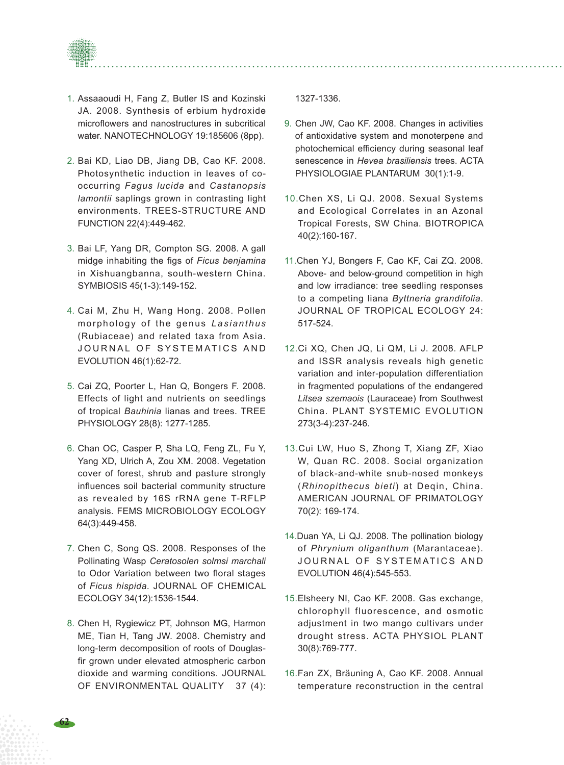1. Assaaoudi H, Fang Z, Butler IS and Kozinski JA. 2008. Synthesis of erbium hydroxide microflowers and nanostructures in subcritical water. NANOTECHNOLOGY 19:185606 (8pp).

2. Bai KD, Liao DB, Jiang DB, Cao KF. 2008. Photosynthetic induction in leaves of co-occurring *Fagus lucida* and *Castanopsis lamontii* saplings grown in contrasting light environments. TREES-STRUCTURE AND FUNCTION 22(4):449-462.

3. Bai LF, Yang DR, Compton SG. 2008. A gall midge inhabiting the figs of *Ficus benjamina* in Xishuangbanna, south-western China. SYMBIOSIS 45(1-3):149-152.

4. Cai M, Zhu H, Wang Hong. 2008. Pollen morphology of the genus *Lasianthus* (Rubiaceae) and related taxa from Asia. JOURNAL OF SYSTEMATICS AND EVOLUTION 46(1):62-72.

5. Cai ZQ, Poorter L, Han Q, Bongers F. 2008. Effects of light and nutrients on seedlings of tropical *Bauhinia* lianas and trees. TREE PHYSIOLOGY 28(8): 1277-1285.

6. Chan OC, Casper P, Sha LQ, Feng ZL, Fu Y, Yang XD, Ulrich A, Zou XM. 2008. Vegetation cover of forest, shrub and pasture strongly influences soil bacterial community structure as revealed by 16S rRNA gene T-RFLP analysis. FEMS MICROBIOLOGY ECOLOGY 64(3):449-458.

7. Chen C, Song QS. 2008. Responses of the Pollinating Wasp *Ceratosolen solmsi marchali* to Odor Variation between two floral stages of *Ficus hispida*. JOURNAL OF CHEMICAL ECOLOGY 34(12):1536-1544.

8. Chen H, Rygiewicz PT, Johnson MG, Harmon ME, Tian H, Tang JW. 2008. Chemistry and long-term decomposition of roots of Douglas-fir grown under elevated atmospheric carbon dioxide and warming conditions. JOURNAL OF ENVIRONMENTAL QUALITY 37 (4): 1327-1336.

9. Chen JW, Cao KF. 2008. Changes in activities of antioxidative system and monoterpene and photochemical efficiency during seasonal leaf senescence in *Hevea brasiliensis* trees. ACTA PHYSIOLOGIAE PLANTARUM 30(1):1-9.

10. Chen XS, Li QJ. 2008. Sexual Systems and Ecological Correlates in an Azonal Tropical Forests, SW China. BIOTROPICA 40(2):160-167.

11. Chen YJ, Bongers F, Cao KF, Cai ZQ. 2008. Above- and below-ground competition in high and low irradiance: tree seedling responses to a competing liana *Byttneria grandifolia*. JOURNAL OF TROPICAL ECOLOGY 24: 517-524.

12. Ci XQ, Chen JQ, Li QM, Li J. 2008. AFLP and ISSR analysis reveals high genetic variation and inter-population differentiation in fragmented populations of the endangered *Litsea szemaois* (Lauraceae) from Southwest China. PLANT SYSTEMIC EVOLUTION 273(3-4):237-246.

13. Cui LW, Huo S, Zhong T, Xiang ZF, Xiao W, Quan RC. 2008. Social organization of black-and-white snub-nosed monkeys (*Rhinopithecus bieti*) at Deqin, China. AMERICAN JOURNAL OF PRIMATOLOGY 70(2): 169-174.

14. Duan YA, Li QJ. 2008. The pollination biology of *Phrynium oliganthum* (Marantaceae). JOURNAL OF SYSTEMATICS AND EVOLUTION 46(4):545-553.

15. Elsheery NI, Cao KF. 2008. Gas exchange, chlorophyll fluorescence, and osmotic adjustment in two mango cultivars under drought stress. ACTA PHYSIOL PLANT 30(8):769-777.

16. Fan ZX, Bräuning A, Cao KF. 2008. Annual temperature reconstruction in the central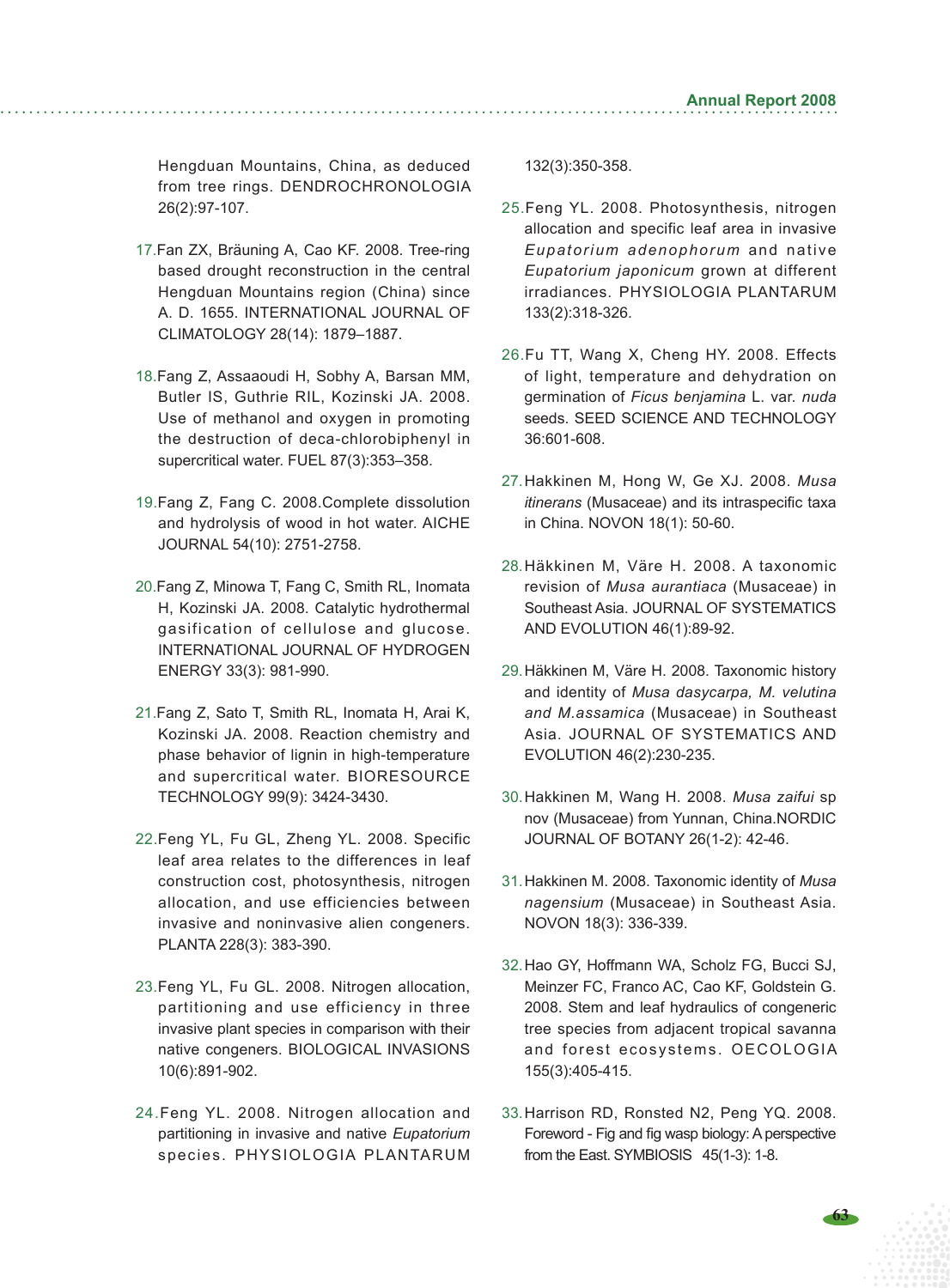Hengduan Mountains, China, as deduced from tree rings. DENDROCHRONOLOGIA 26(2):97-107.

17. Fan ZX, Bräuning A, Cao KF. 2008. Tree-ring based drought reconstruction in the central Hengduan Mountains region (China) since A. D. 1655. INTERNATIONAL JOURNAL OF CLIMATOLOGY 28(14): 1879–1887.

18. Fang Z, Assaaoudi H, Sobhy A, Barsan MM, Butler IS, Guthrie RIL, Kozinski JA. 2008. Use of methanol and oxygen in promoting the destruction of deca-chlorobiphenyl in supercritical water. FUEL 87(3):353–358.

19. Fang Z, Fang C. 2008.Complete dissolution and hydrolysis of wood in hot water. AICHE JOURNAL 54(10): 2751-2758.

20. Fang Z, Minowa T, Fang C, Smith RL, Inomata H, Kozinski JA. 2008. Catalytic hydrothermal gasification of cellulose and glucose. INTERNATIONAL JOURNAL OF HYDROGEN ENERGY 33(3): 981-990.

21. Fang Z, Sato T, Smith RL, Inomata H, Arai K, Kozinski JA. 2008. Reaction chemistry and phase behavior of lignin in high-temperature and supercritical water. BIORESOURCE TECHNOLOGY 99(9): 3424-3430.

22. Feng YL, Fu GL, Zheng YL. 2008. Specific leaf area relates to the differences in leaf construction cost, photosynthesis, nitrogen allocation, and use efficiencies between invasive and noninvasive alien congeners. PLANTA 228(3): 383-390.

23. Feng YL, Fu GL. 2008. Nitrogen allocation, partitioning and use efficiency in three invasive plant species in comparison with their native congeners. BIOLOGICAL INVASIONS 10(6):891-902.

24. Feng YL. 2008. Nitrogen allocation and partitioning in invasive and native *Eupatorium* species. PHYSIOLOGIA PLANTARUM 132(3):350-358.

25. Feng YL. 2008. Photosynthesis, nitrogen allocation and specific leaf area in invasive *Eupatorium adenophorum* and native *Eupatorium japonicum* grown at different irradiances. PHYSIOLOGIA PLANTARUM 133(2):318-326.

26. Fu TT, Wang X, Cheng HY. 2008. Effects of light, temperature and dehydration on germination of *Ficus benjamina* L. var. *nuda* seeds. SEED SCIENCE AND TECHNOLOGY 36:601-608.

27. Hakkinen M, Hong W, Ge XJ. 2008. *Musa itinerans* (Musaceae) and its intraspecific taxa in China. NOVON 18(1): 50-60.

28. Häkkinen M, Väre H. 2008. A taxonomic revision of *Musa aurantiaca* (Musaceae) in Southeast Asia. JOURNAL OF SYSTEMATICS AND EVOLUTION 46(1):89-92.

29. Häkkinen M, Väre H. 2008. Taxonomic history and identity of *Musa dasycarpa, M. velutina and M.assamica* (Musaceae) in Southeast Asia. JOURNAL OF SYSTEMATICS AND EVOLUTION 46(2):230-235.

30. Hakkinen M, Wang H. 2008. *Musa zaifui* sp nov (Musaceae) from Yunnan, China.NORDIC JOURNAL OF BOTANY 26(1-2): 42-46.

31. Hakkinen M. 2008. Taxonomic identity of *Musa nagensium* (Musaceae) in Southeast Asia. NOVON 18(3): 336-339.

32. Hao GY, Hoffmann WA, Scholz FG, Bucci SJ, Meinzer FC, Franco AC, Cao KF, Goldstein G. 2008. Stem and leaf hydraulics of congeneric tree species from adjacent tropical savanna and forest ecosystems. OECOLOGIA 155(3):405-415.

33. Harrison RD, Ronsted N2, Peng YQ. 2008. Foreword - Fig and fig wasp biology: A perspective from the East. SYMBIOSIS 45(1-3): 1-8.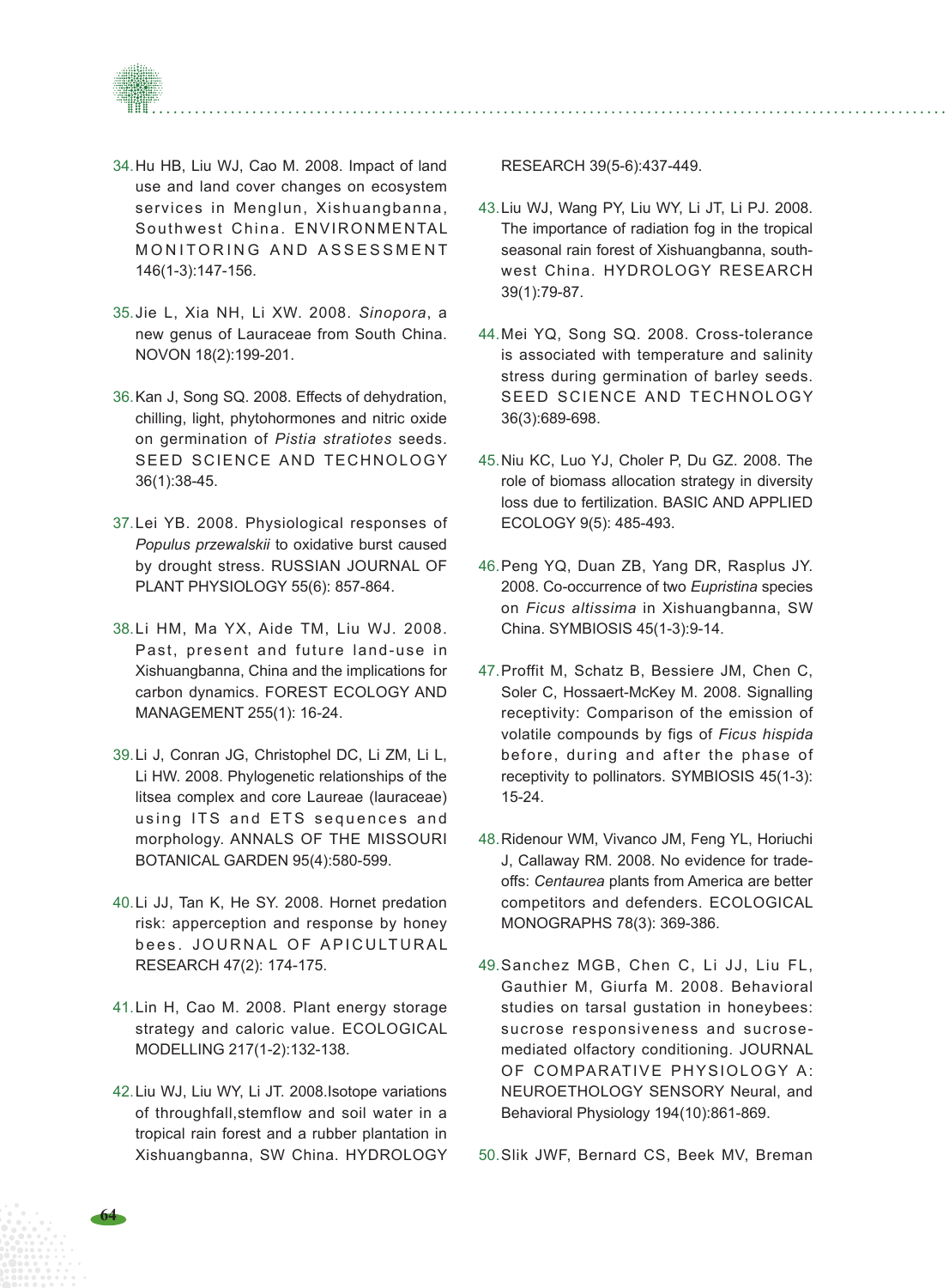34. Hu HB, Liu WJ, Cao M. 2008. Impact of land use and land cover changes on ecosystem services in Menglun, Xishuangbanna, Southwest China. ENVIRONMENTAL MONITORING AND ASSESSMENT 146(1-3):147-156.

35. Jie L, Xia NH, Li XW. 2008. *Sinopora*, a new genus of Lauraceae from South China. NOVON 18(2):199-201.

36. Kan J, Song SQ. 2008. Effects of dehydration, chilling, light, phytohormones and nitric oxide on germination of *Pistia stratiotes* seeds. SEED SCIENCE AND TECHNOLOGY 36(1):38-45.

37. Lei YB. 2008. Physiological responses of *Populus przewalskii* to oxidative burst caused by drought stress. RUSSIAN JOURNAL OF PLANT PHYSIOLOGY 55(6): 857-864.

38. Li HM, Ma YX, Aide TM, Liu WJ. 2008. Past, present and future land-use in Xishuangbanna, China and the implications for carbon dynamics. FOREST ECOLOGY AND MANAGEMENT 255(1): 16-24.

39. Li J, Conran JG, Christophel DC, Li ZM, Li L, Li HW. 2008. Phylogenetic relationships of the litsea complex and core Laureae (lauraceae) using ITS and ETS sequences and morphology. ANNALS OF THE MISSOURI BOTANICAL GARDEN 95(4):580-599.

40. Li JJ, Tan K, He SY. 2008. Hornet predation risk: apperception and response by honey bees. JOURNAL OF APICULTURAL RESEARCH 47(2): 174-175.

41. Lin H, Cao M. 2008. Plant energy storage strategy and caloric value. ECOLOGICAL MODELLING 217(1-2):132-138.

42. Liu WJ, Liu WY, Li JT. 2008.Isotope variations of throughfall,stemflow and soil water in a tropical rain forest and a rubber plantation in Xishuangbanna, SW China. HYDROLOGY RESEARCH 39(5-6):437-449.

43. Liu WJ, Wang PY, Liu WY, Li JT, Li PJ. 2008. The importance of radiation fog in the tropical seasonal rain forest of Xishuangbanna, south-west China. HYDROLOGY RESEARCH 39(1):79-87.

44. Mei YQ, Song SQ. 2008. Cross-tolerance is associated with temperature and salinity stress during germination of barley seeds. SEED SCIENCE AND TECHNOLOGY 36(3):689-698.

45. Niu KC, Luo YJ, Choler P, Du GZ. 2008. The role of biomass allocation strategy in diversity loss due to fertilization. BASIC AND APPLIED ECOLOGY 9(5): 485-493.

46. Peng YQ, Duan ZB, Yang DR, Rasplus JY. 2008. Co-occurrence of two *Eupristina* species on *Ficus altissima* in Xishuangbanna, SW China. SYMBIOSIS 45(1-3):9-14.

47. Proffit M, Schatz B, Bessiere JM, Chen C, Soler C, Hossaert-McKey M. 2008. Signalling receptivity: Comparison of the emission of volatile compounds by figs of *Ficus hispida* before, during and after the phase of receptivity to pollinators. SYMBIOSIS 45(1-3): 15-24.

48. Ridenour WM, Vivanco JM, Feng YL, Horiuchi J, Callaway RM. 2008. No evidence for trade-offs: *Centaurea* plants from America are better competitors and defenders. ECOLOGICAL MONOGRAPHS 78(3): 369-386.

49. Sanchez MGB, Chen C, Li JJ, Liu FL, Gauthier M, Giurfa M. 2008. Behavioral studies on tarsal gustation in honeybees: sucrose responsiveness and sucrose-mediated olfactory conditioning. JOURNAL OF COMPARATIVE PHYSIOLOGY A: NEUROETHOLOGY SENSORY Neural, and Behavioral Physiology 194(10):861-869.

50. Slik JWF, Bernard CS, Beek MV, Breman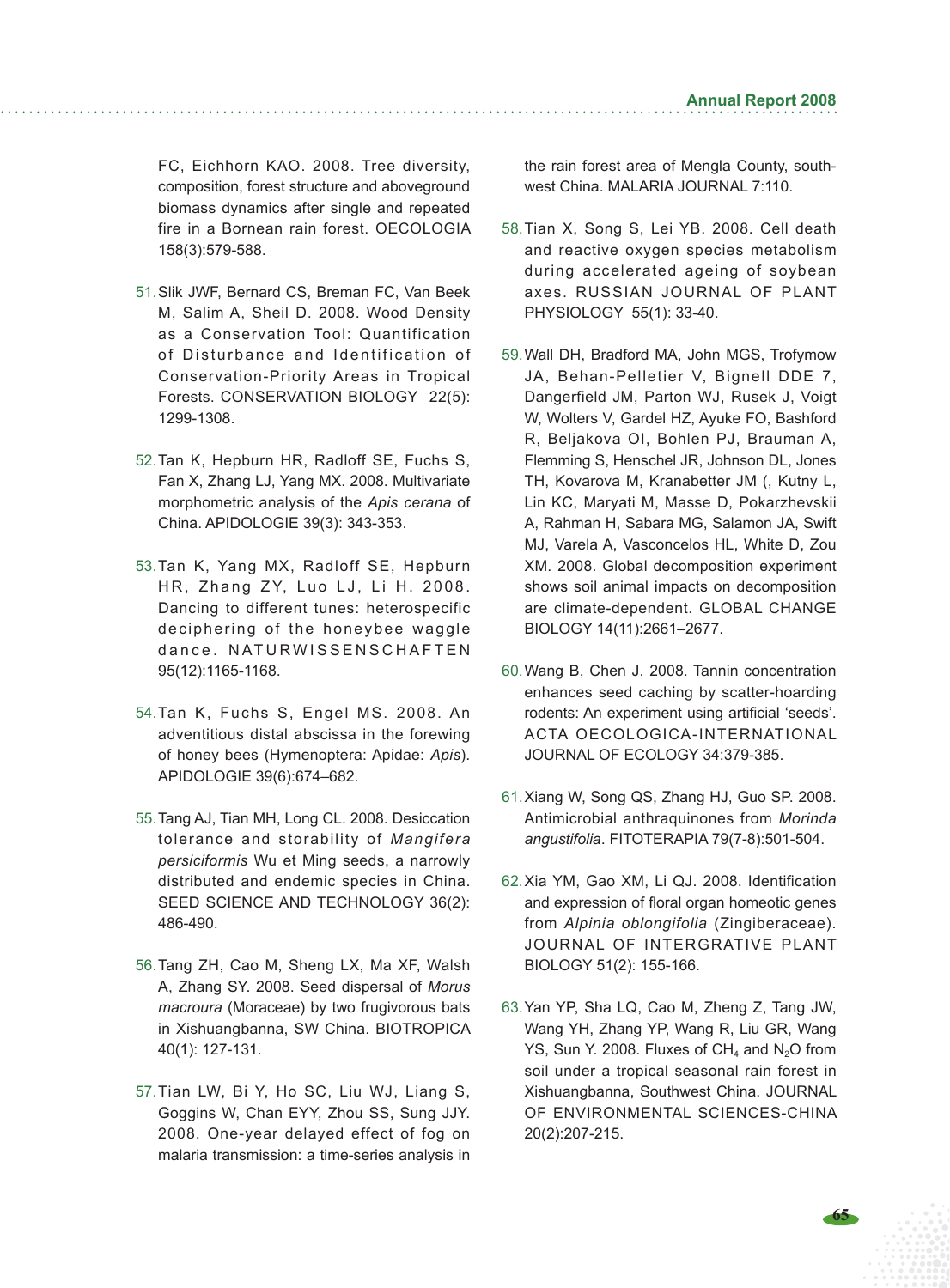FC, Eichhorn KAO. 2008. Tree diversity, composition, forest structure and aboveground biomass dynamics after single and repeated fire in a Bornean rain forest. OECOLOGIA 158(3):579-588.

51. Slik JWF, Bernard CS, Breman FC, Van Beek M, Salim A, Sheil D. 2008. Wood Density as a Conservation Tool: Quantification of Disturbance and Identification of Conservation-Priority Areas in Tropical Forests. CONSERVATION BIOLOGY 22(5): 1299-1308.

52. Tan K, Hepburn HR, Radloff SE, Fuchs S, Fan X, Zhang LJ, Yang MX. 2008. Multivariate morphometric analysis of the *Apis cerana* of China. APIDOLOGIE 39(3): 343-353.

53. Tan K, Yang MX, Radloff SE, Hepburn HR, Zhang ZY, Luo LJ, Li H. 2008. Dancing to different tunes: heterospecific deciphering of the honeybee waggle dance. NATURWISSENSCHAFTEN 95(12):1165-1168.

54. Tan K, Fuchs S, Engel MS. 2008. An adventitious distal abscissa in the forewing of honey bees (Hymenoptera: Apidae: *Apis*). APIDOLOGIE 39(6):674–682.

55. Tang AJ, Tian MH, Long CL. 2008. Desiccation tolerance and storability of *Mangifera persiciformis* Wu et Ming seeds, a narrowly distributed and endemic species in China. SEED SCIENCE AND TECHNOLOGY 36(2): 486-490.

56. Tang ZH, Cao M, Sheng LX, Ma XF, Walsh A, Zhang SY. 2008. Seed dispersal of *Morus macroura* (Moraceae) by two frugivorous bats in Xishuangbanna, SW China. BIOTROPICA 40(1): 127-131.

57. Tian LW, Bi Y, Ho SC, Liu WJ, Liang S, Goggins W, Chan EYY, Zhou SS, Sung JJY. 2008. One-year delayed effect of fog on malaria transmission: a time-series analysis in the rain forest area of Mengla County, south-west China. MALARIA JOURNAL 7:110.

58. Tian X, Song S, Lei YB. 2008. Cell death and reactive oxygen species metabolism during accelerated ageing of soybean axes. RUSSIAN JOURNAL OF PLANT PHYSIOLOGY 55(1): 33-40.

59. Wall DH, Bradford MA, John MGS, Trofymow JA, Behan-Pelletier V, Bignell DDE 7, Dangerfield JM, Parton WJ, Rusek J, Voigt W, Wolters V, Gardel HZ, Ayuke FO, Bashford R, Beljakova OI, Bohlen PJ, Brauman A, Flemming S, Henschel JR, Johnson DL, Jones TH, Kovarova M, Kranabetter JM (, Kutny L, Lin KC, Maryati M, Masse D, Pokarzhevskii A, Rahman H, Sabara MG, Salamon JA, Swift MJ, Varela A, Vasconcelos HL, White D, Zou XM. 2008. Global decomposition experiment shows soil animal impacts on decomposition are climate-dependent. GLOBAL CHANGE BIOLOGY 14(11):2661–2677.

60. Wang B, Chen J. 2008. Tannin concentration enhances seed caching by scatter-hoarding rodents: An experiment using artificial 'seeds'. ACTA OECOLOGICA-INTERNATIONAL JOURNAL OF ECOLOGY 34:379-385.

61. Xiang W, Song QS, Zhang HJ, Guo SP. 2008. Antimicrobial anthraquinones from *Morinda angustifolia*. FITOTERAPIA 79(7-8):501-504.

62. Xia YM, Gao XM, Li QJ. 2008. Identification and expression of floral organ homeotic genes from *Alpinia oblongifolia* (Zingiberaceae). JOURNAL OF INTERGRATIVE PLANT BIOLOGY 51(2): 155-166.

63. Yan YP, Sha LQ, Cao M, Zheng Z, Tang JW, Wang YH, Zhang YP, Wang R, Liu GR, Wang YS, Sun Y. 2008. Fluxes of $CH_4$ and $N_2O$ from soil under a tropical seasonal rain forest in Xishuangbanna, Southwest China. JOURNAL OF ENVIRONMENTAL SCIENCES-CHINA 20(2):207-215.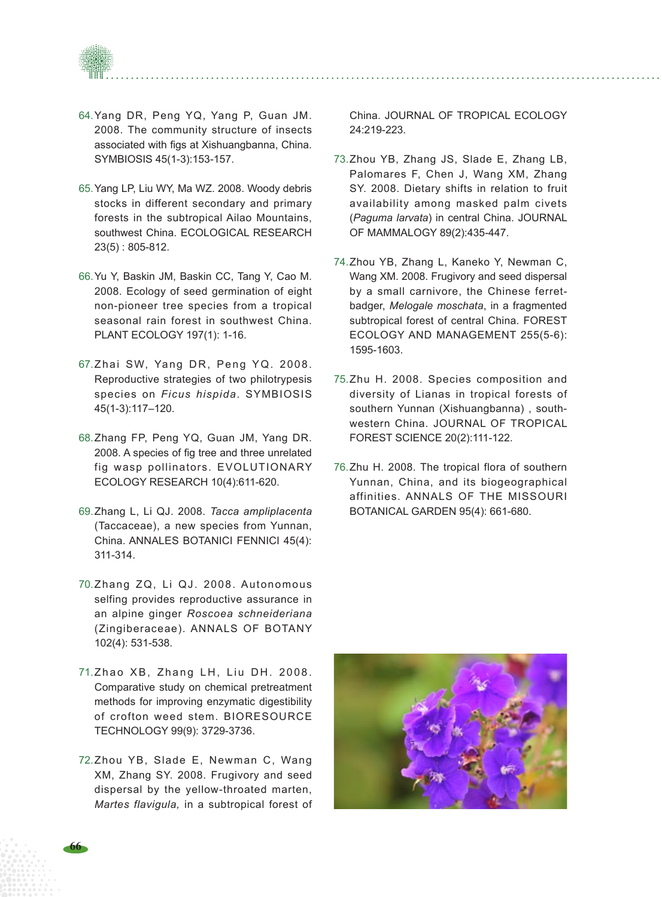64. Yang DR, Peng YQ, Yang P, Guan JM. 2008. The community structure of insects associated with figs at Xishuangbanna, China. SYMBIOSIS 45(1-3):153-157.

65. Yang LP, Liu WY, Ma WZ. 2008. Woody debris stocks in different secondary and primary forests in the subtropical Ailao Mountains, southwest China. ECOLOGICAL RESEARCH 23(5) : 805-812.

66. Yu Y, Baskin JM, Baskin CC, Tang Y, Cao M. 2008. Ecology of seed germination of eight non-pioneer tree species from a tropical seasonal rain forest in southwest China. PLANT ECOLOGY 197(1): 1-16.

67. Zhai SW, Yang DR, Peng YQ. 2008. Reproductive strategies of two philotrypesis species on *Ficus hispida*. SYMBIOSIS 45(1-3):117–120.

68. Zhang FP, Peng YQ, Guan JM, Yang DR. 2008. A species of fig tree and three unrelated fig wasp pollinators. EVOLUTIONARY ECOLOGY RESEARCH 10(4):611-620.

69. Zhang L, Li QJ. 2008. *Tacca ampliplacenta* (Taccaceae), a new species from Yunnan, China. ANNALES BOTANICI FENNICI 45(4): 311-314.

70. Zhang ZQ, Li QJ. 2008. Autonomous selfing provides reproductive assurance in an alpine ginger *Roscoea schneideriana* (Zingiberaceae). ANNALS OF BOTANY 102(4): 531-538.

71. Zhao XB, Zhang LH, Liu DH. 2008. Comparative study on chemical pretreatment methods for improving enzymatic digestibility of crofton weed stem. BIORESOURCE TECHNOLOGY 99(9): 3729-3736.

72. Zhou YB, Slade E, Newman C, Wang XM, Zhang SY. 2008. Frugivory and seed dispersal by the yellow-throated marten, *Martes flavigula,* in a subtropical forest of China. JOURNAL OF TROPICAL ECOLOGY 24:219-223.

73. Zhou YB, Zhang JS, Slade E, Zhang LB, Palomares F, Chen J, Wang XM, Zhang SY. 2008. Dietary shifts in relation to fruit availability among masked palm civets (*Paguma larvata*) in central China. JOURNAL OF MAMMALOGY 89(2):435-447.

74. Zhou YB, Zhang L, Kaneko Y, Newman C, Wang XM. 2008. Frugivory and seed dispersal by a small carnivore, the Chinese ferret-badger, *Melogale moschata*, in a fragmented subtropical forest of central China. FOREST ECOLOGY AND MANAGEMENT 255(5-6): 1595-1603.

75. Zhu H. 2008. Species composition and diversity of Lianas in tropical forests of southern Yunnan (Xishuangbanna) , south-western China. JOURNAL OF TROPICAL FOREST SCIENCE 20(2):111-122.

76. Zhu H. 2008. The tropical flora of southern Yunnan, China, and its biogeographical affinities. ANNALS OF THE MISSOURI BOTANICAL GARDEN 95(4): 661-680.